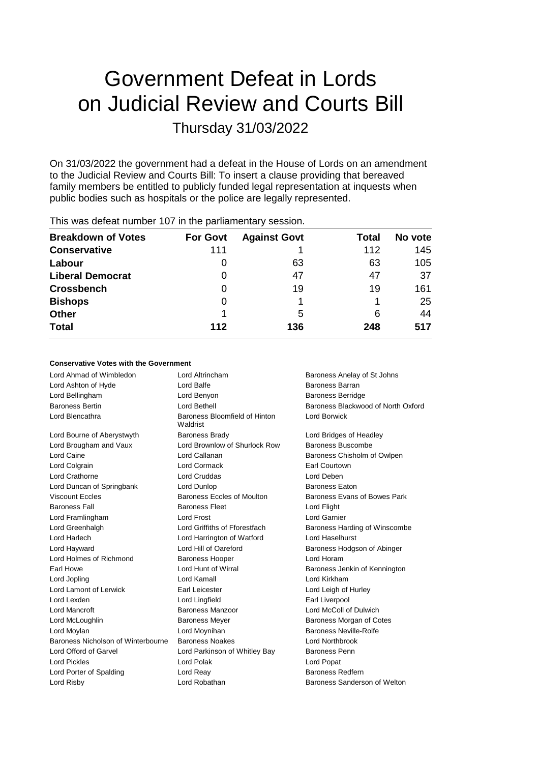# Government Defeat in Lords on Judicial Review and Courts Bill

## Thursday 31/03/2022

On 31/03/2022 the government had a defeat in the House of Lords on an amendment to the Judicial Review and Courts Bill: To insert a clause providing that bereaved family members be entitled to publicly funded legal representation at inquests when public bodies such as hospitals or the police are legally represented.

This was defeat number 107 in the parliamentary session.

| Breakdown of Votes | For Govt | Against Govt | Total | No vote |
|---|---|---|---|---|
| **Conservative** | 111 | 1 | 112 | 145 |
| **Labour** | 0 | 63 | 63 | 105 |
| **Liberal Democrat** | 0 | 47 | 47 | 37 |
| **Crossbench** | 0 | 19 | 19 | 161 |
| **Bishops** | 0 | 1 | 1 | 25 |
| **Other** | 1 | 5 | 6 | 44 |
| **Total** | **112** | **136** | **248** | **517** |

**Conservative Votes with the Government**

| | | |
|---|---|---|
| Lord Ahmad of Wimbledon | Lord Altrincham | Baroness Anelay of St Johns |
| Lord Ashton of Hyde | Lord Balfe | Baroness Barran |
| Lord Bellingham | Lord Benyon | Baroness Berridge |
| Baroness Bertin | Lord Bethell | Baroness Blackwood of North Oxford |
| Lord Blencathra | Baroness Bloomfield of Hinton Waldrist | Lord Borwick |
| Lord Bourne of Aberystwyth | Baroness Brady | Lord Bridges of Headley |
| Lord Brougham and Vaux | Lord Brownlow of Shurlock Row | Baroness Buscombe |
| Lord Caine | Lord Callanan | Baroness Chisholm of Owlpen |
| Lord Colgrain | Lord Cormack | Earl Courtown |
| Lord Crathorne | Lord Cruddas | Lord Deben |
| Lord Duncan of Springbank | Lord Dunlop | Baroness Eaton |
| Viscount Eccles | Baroness Eccles of Moulton | Baroness Evans of Bowes Park |
| Baroness Fall | Baroness Fleet | Lord Flight |
| Lord Framlingham | Lord Frost | Lord Garnier |
| Lord Greenhalgh | Lord Griffiths of Fforestfach | Baroness Harding of Winscombe |
| Lord Harlech | Lord Harrington of Watford | Lord Haselhurst |
| Lord Hayward | Lord Hill of Oareford | Baroness Hodgson of Abinger |
| Lord Holmes of Richmond | Baroness Hooper | Lord Horam |
| Earl Howe | Lord Hunt of Wirral | Baroness Jenkin of Kennington |
| Lord Jopling | Lord Kamall | Lord Kirkham |
| Lord Lamont of Lerwick | Earl Leicester | Lord Leigh of Hurley |
| Lord Lexden | Lord Lingfield | Earl Liverpool |
| Lord Mancroft | Baroness Manzoor | Lord McColl of Dulwich |
| Lord McLoughlin | Baroness Meyer | Baroness Morgan of Cotes |
| Lord Moylan | Lord Moynihan | Baroness Neville-Rolfe |
| Baroness Nicholson of Winterbourne | Baroness Noakes | Lord Northbrook |
| Lord Offord of Garvel | Lord Parkinson of Whitley Bay | Baroness Penn |
| Lord Pickles | Lord Polak | Lord Popat |
| Lord Porter of Spalding | Lord Reay | Baroness Redfern |
| Lord Risby | Lord Robathan | Baroness Sanderson of Welton |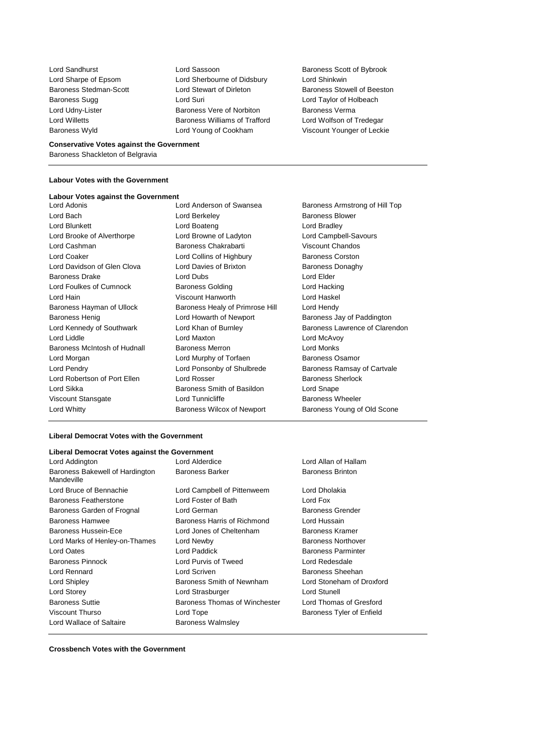Lord Sandhurst
Lord Sassoon
Baroness Scott of Bybrook
Lord Sharpe of Epsom
Lord Sherbourne of Didsbury
Lord Shinkwin
Baroness Stedman-Scott
Lord Stewart of Dirleton
Baroness Stowell of Beeston
Baroness Sugg
Lord Suri
Lord Taylor of Holbeach
Lord Udny-Lister
Baroness Vere of Norbiton
Baroness Verma
Lord Willetts
Baroness Williams of Trafford
Lord Wolfson of Tredegar
Baroness Wyld
Lord Young of Cookham
Viscount Younger of Leckie

**Conservative Votes against the Government**

Baroness Shackleton of Belgravia

**Labour Votes with the Government**

**Labour Votes against the Government**

Lord Adonis
Lord Anderson of Swansea
Baroness Armstrong of Hill Top
Lord Bach
Lord Berkeley
Baroness Blower
Lord Blunkett
Lord Boateng
Lord Bradley
Lord Brooke of Alverthorpe
Lord Browne of Ladyton
Lord Campbell-Savours
Lord Cashman
Baroness Chakrabarti
Viscount Chandos
Lord Coaker
Lord Collins of Highbury
Baroness Corston
Lord Davidson of Glen Clova
Lord Davies of Brixton
Baroness Donaghy
Baroness Drake
Lord Dubs
Lord Elder
Lord Foulkes of Cumnock
Baroness Golding
Lord Hacking
Lord Hain
Viscount Hanworth
Lord Haskel
Baroness Hayman of Ullock
Baroness Healy of Primrose Hill
Lord Hendy
Baroness Henig
Lord Howarth of Newport
Baroness Jay of Paddington
Lord Kennedy of Southwark
Lord Khan of Burnley
Baroness Lawrence of Clarendon
Lord Liddle
Lord Maxton
Lord McAvoy
Baroness McIntosh of Hudnall
Baroness Merron
Lord Monks
Lord Morgan
Lord Murphy of Torfaen
Baroness Osamor
Lord Pendry
Lord Ponsonby of Shulbrede
Baroness Ramsay of Cartvale
Lord Robertson of Port Ellen
Lord Rosser
Baroness Sherlock
Lord Sikka
Baroness Smith of Basildon
Lord Snape
Viscount Stansgate
Lord Tunnicliffe
Baroness Wheeler
Lord Whitty
Baroness Wilcox of Newport
Baroness Young of Old Scone

**Liberal Democrat Votes with the Government**

**Liberal Democrat Votes against the Government**

Lord Addington
Lord Alderdice
Lord Allan of Hallam
Baroness Bakewell of Hardington Mandeville
Baroness Barker
Baroness Brinton
Lord Bruce of Bennachie
Lord Campbell of Pittenweem
Lord Dholakia
Baroness Featherstone
Lord Foster of Bath
Lord Fox
Baroness Garden of Frognal
Lord German
Baroness Grender
Baroness Hamwee
Baroness Harris of Richmond
Lord Hussain
Baroness Hussein-Ece
Lord Jones of Cheltenham
Baroness Kramer
Lord Marks of Henley-on-Thames
Lord Newby
Baroness Northover
Lord Oates
Lord Paddick
Baroness Parminter
Baroness Pinnock
Lord Purvis of Tweed
Lord Redesdale
Lord Rennard
Lord Scriven
Baroness Sheehan
Lord Shipley
Baroness Smith of Newnham
Lord Stoneham of Droxford
Lord Storey
Lord Strasburger
Lord Stunell
Baroness Suttie
Baroness Thomas of Winchester
Lord Thomas of Gresford
Viscount Thurso
Lord Tope
Baroness Tyler of Enfield
Lord Wallace of Saltaire
Baroness Walmsley

**Crossbench Votes with the Government**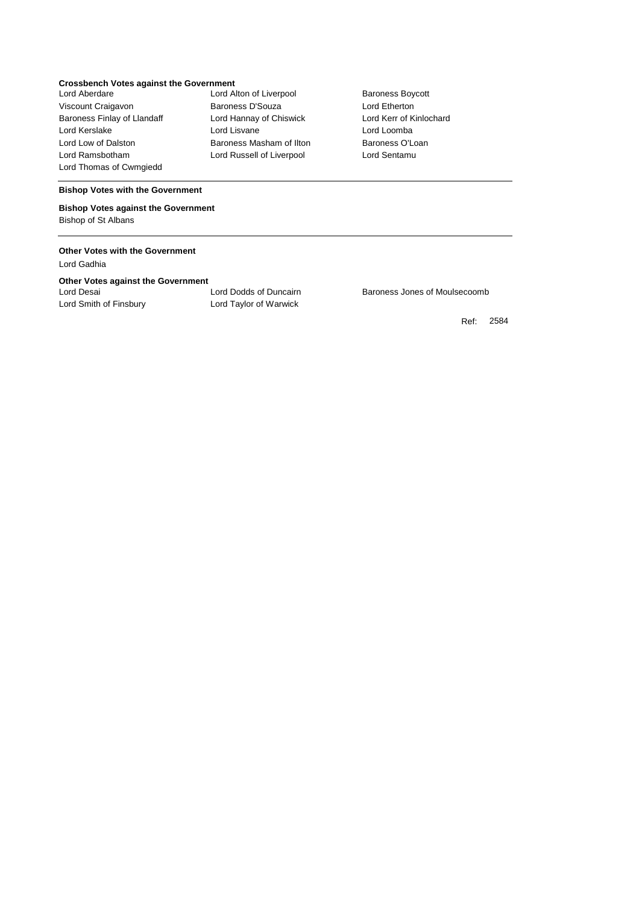**Crossbench Votes against the Government**

Lord Aberdare
Lord Alton of Liverpool
Baroness Boycott
Viscount Craigavon
Baroness D'Souza
Lord Etherton
Baroness Finlay of Llandaff
Lord Hannay of Chiswick
Lord Kerr of Kinlochard
Lord Kerslake
Lord Lisvane
Lord Loomba
Lord Low of Dalston
Baroness Masham of Ilton
Baroness O'Loan
Lord Ramsbotham
Lord Russell of Liverpool
Lord Sentamu
Lord Thomas of Cwmgiedd

---

**Bishop Votes with the Government**

**Bishop Votes against the Government**

Bishop of St Albans

---

**Other Votes with the Government**

Lord Gadhia

**Other Votes against the Government**

Lord Desai
Lord Dodds of Duncairn
Baroness Jones of Moulsecoomb
Lord Smith of Finsbury
Lord Taylor of Warwick

Ref: 2584